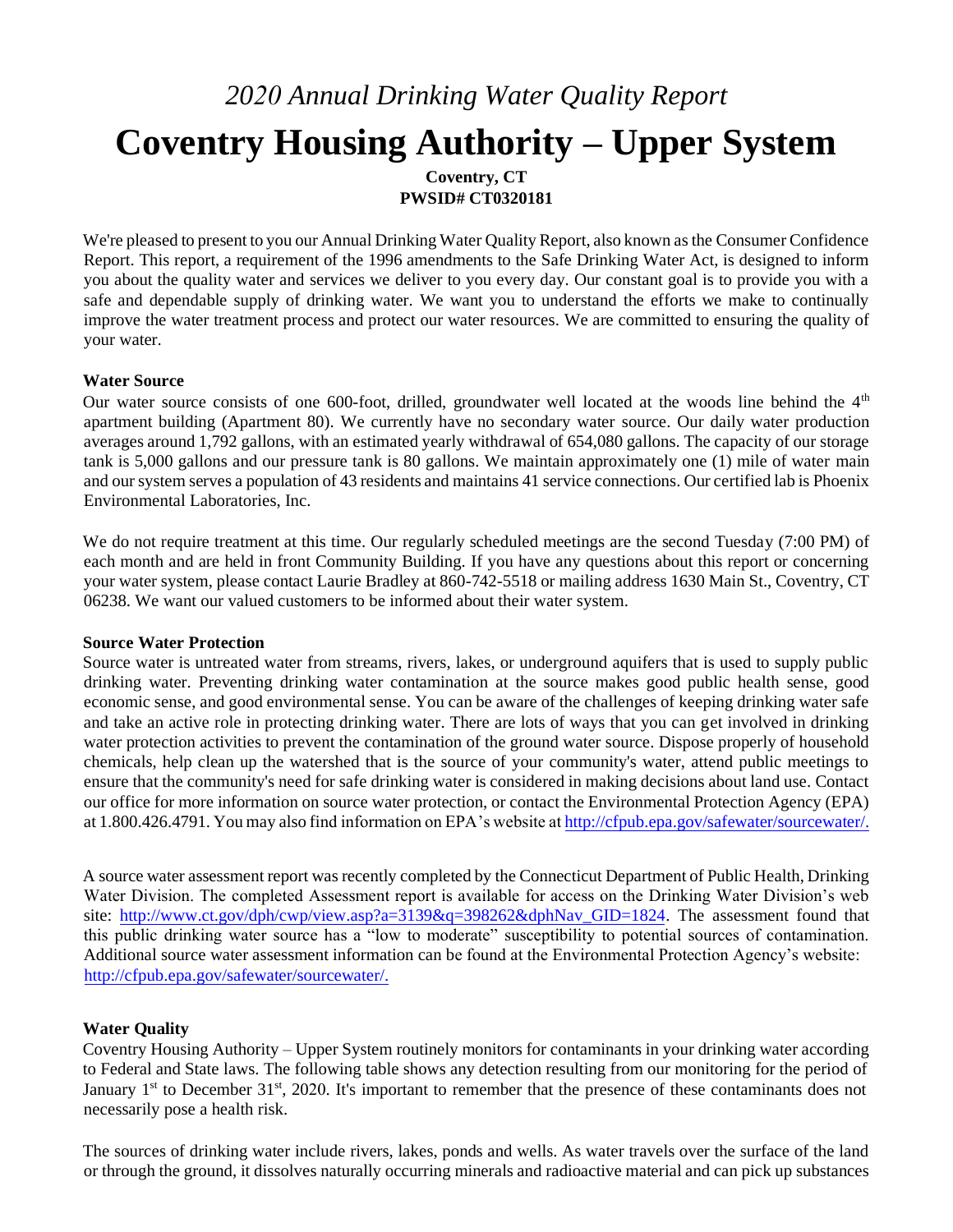*2020 Annual Drinking Water Quality Report*

# Coventry Housing Authority – Upper System

**Coventry, CT**
**PWSID# CT0320181**

We're pleased to present to you our Annual Drinking Water Quality Report, also known as the Consumer Confidence Report. This report, a requirement of the 1996 amendments to the Safe Drinking Water Act, is designed to inform you about the quality water and services we deliver to you every day. Our constant goal is to provide you with a safe and dependable supply of drinking water. We want you to understand the efforts we make to continually improve the water treatment process and protect our water resources. We are committed to ensuring the quality of your water.

**Water Source**

Our water source consists of one 600-foot, drilled, groundwater well located at the woods line behind the 4th apartment building (Apartment 80). We currently have no secondary water source. Our daily water production averages around 1,792 gallons, with an estimated yearly withdrawal of 654,080 gallons. The capacity of our storage tank is 5,000 gallons and our pressure tank is 80 gallons. We maintain approximately one (1) mile of water main and our system serves a population of 43 residents and maintains 41 service connections. Our certified lab is Phoenix Environmental Laboratories, Inc.

We do not require treatment at this time. Our regularly scheduled meetings are the second Tuesday (7:00 PM) of each month and are held in front Community Building. If you have any questions about this report or concerning your water system, please contact Laurie Bradley at 860-742-5518 or mailing address 1630 Main St., Coventry, CT 06238. We want our valued customers to be informed about their water system.

**Source Water Protection**

Source water is untreated water from streams, rivers, lakes, or underground aquifers that is used to supply public drinking water. Preventing drinking water contamination at the source makes good public health sense, good economic sense, and good environmental sense. You can be aware of the challenges of keeping drinking water safe and take an active role in protecting drinking water. There are lots of ways that you can get involved in drinking water protection activities to prevent the contamination of the ground water source. Dispose properly of household chemicals, help clean up the watershed that is the source of your community's water, attend public meetings to ensure that the community's need for safe drinking water is considered in making decisions about land use. Contact our office for more information on source water protection, or contact the Environmental Protection Agency (EPA) at 1.800.426.4791. You may also find information on EPA's website at http://cfpub.epa.gov/safewater/sourcewater/.

A source water assessment report was recently completed by the Connecticut Department of Public Health, Drinking Water Division. The completed Assessment report is available for access on the Drinking Water Division's web site: http://www.ct.gov/dph/cwp/view.asp?a=3139&q=398262&dphNav_GID=1824. The assessment found that this public drinking water source has a "low to moderate" susceptibility to potential sources of contamination. Additional source water assessment information can be found at the Environmental Protection Agency's website: http://cfpub.epa.gov/safewater/sourcewater/.

**Water Quality**

Coventry Housing Authority – Upper System routinely monitors for contaminants in your drinking water according to Federal and State laws. The following table shows any detection resulting from our monitoring for the period of January 1st to December 31st, 2020. It's important to remember that the presence of these contaminants does not necessarily pose a health risk.

The sources of drinking water include rivers, lakes, ponds and wells. As water travels over the surface of the land or through the ground, it dissolves naturally occurring minerals and radioactive material and can pick up substances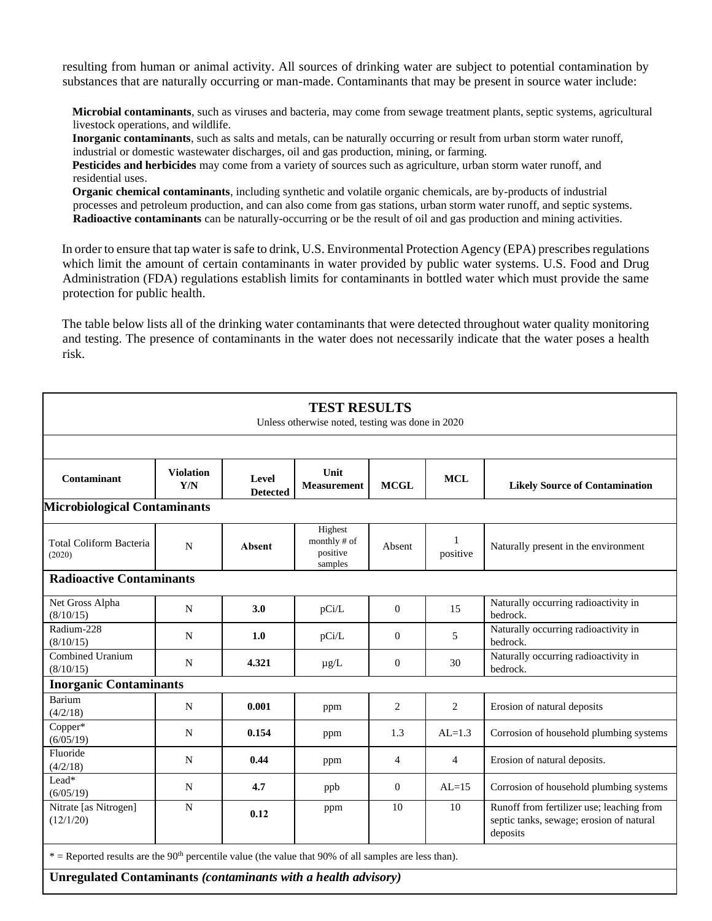resulting from human or animal activity. All sources of drinking water are subject to potential contamination by substances that are naturally occurring or man-made. Contaminants that may be present in source water include:

**Microbial contaminants**, such as viruses and bacteria, may come from sewage treatment plants, septic systems, agricultural livestock operations, and wildlife.
**Inorganic contaminants**, such as salts and metals, can be naturally occurring or result from urban storm water runoff, industrial or domestic wastewater discharges, oil and gas production, mining, or farming.
**Pesticides and herbicides** may come from a variety of sources such as agriculture, urban storm water runoff, and residential uses.
**Organic chemical contaminants**, including synthetic and volatile organic chemicals, are by-products of industrial processes and petroleum production, and can also come from gas stations, urban storm water runoff, and septic systems.
**Radioactive contaminants** can be naturally-occurring or be the result of oil and gas production and mining activities.

In order to ensure that tap water is safe to drink, U.S. Environmental Protection Agency (EPA) prescribes regulations which limit the amount of certain contaminants in water provided by public water systems. U.S. Food and Drug Administration (FDA) regulations establish limits for contaminants in bottled water which must provide the same protection for public health.

The table below lists all of the drinking water contaminants that were detected throughout water quality monitoring and testing. The presence of contaminants in the water does not necessarily indicate that the water poses a health risk.

**TEST RESULTS**
Unless otherwise noted, testing was done in 2020

| Contaminant | Violation Y/N | Level Detected | Unit Measurement | MCGL | MCL | Likely Source of Contamination |
|---|---|---|---|---|---|---|
| **Microbiological Contaminants** | | | | | | |
| Total Coliform Bacteria (2020) | N | **Absent** | Highest monthly # of positive samples | Absent | 1 positive | Naturally present in the environment |
| **Radioactive Contaminants** | | | | | | |
| Net Gross Alpha (8/10/15) | N | **3.0** | pCi/L | 0 | 15 | Naturally occurring radioactivity in bedrock. |
| Radium-228 (8/10/15) | N | **1.0** | pCi/L | 0 | 5 | Naturally occurring radioactivity in bedrock. |
| Combined Uranium (8/10/15) | N | **4.321** | µg/L | 0 | 30 | Naturally occurring radioactivity in bedrock. |
| **Inorganic Contaminants** | | | | | | |
| Barium (4/2/18) | N | **0.001** | ppm | 2 | 2 | Erosion of natural deposits |
| Copper* (6/05/19) | N | **0.154** | ppm | 1.3 | AL=1.3 | Corrosion of household plumbing systems |
| Fluoride (4/2/18) | N | **0.44** | ppm | 4 | 4 | Erosion of natural deposits. |
| Lead* (6/05/19) | N | **4.7** | ppb | 0 | AL=15 | Corrosion of household plumbing systems |
| Nitrate [as Nitrogen] (12/1/20) | N | **0.12** | ppm | 10 | 10 | Runoff from fertilizer use; leaching from septic tanks, sewage; erosion of natural deposits |

* = Reported results are the 90th percentile value (the value that 90% of all samples are less than).

**Unregulated Contaminants *(contaminants with a health advisory)***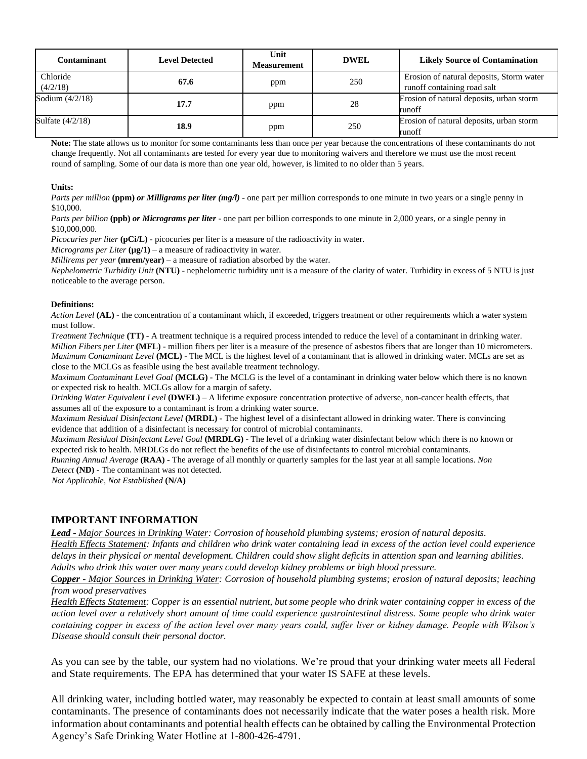| Contaminant | Level Detected | Unit Measurement | DWEL | Likely Source of Contamination |
|---|---|---|---|---|
| Chloride (4/2/18) | **67.6** | ppm | 250 | Erosion of natural deposits, Storm water runoff containing road salt |
| Sodium (4/2/18) | **17.7** | ppm | 28 | Erosion of natural deposits, urban storm runoff |
| Sulfate (4/2/18) | **18.9** | ppm | 250 | Erosion of natural deposits, urban storm runoff |

**Note:** The state allows us to monitor for some contaminants less than once per year because the concentrations of these contaminants do not change frequently. Not all contaminants are tested for every year due to monitoring waivers and therefore we must use the most recent round of sampling. Some of our data is more than one year old, however, is limited to no older than 5 years.

**Units:**

*Parts per million* **(ppm)** ***or Milligrams per liter (mg/l)*** - one part per million corresponds to one minute in two years or a single penny in $10,000.

*Parts per billion* **(ppb)** ***or Micrograms per liter*** - one part per billion corresponds to one minute in 2,000 years, or a single penny in $10,000,000.

*Picocuries per liter* **(pCi/L)** - picocuries per liter is a measure of the radioactivity in water.

*Micrograms per Liter* **(μg/1)** – a measure of radioactivity in water.

*Millirems per year* **(mrem/year)** – a measure of radiation absorbed by the water.

*Nephelometric Turbidity Unit* **(NTU)** - nephelometric turbidity unit is a measure of the clarity of water. Turbidity in excess of 5 NTU is just noticeable to the average person.

**Definitions:**

*Action Level* **(AL)** - the concentration of a contaminant which, if exceeded, triggers treatment or other requirements which a water system must follow.

*Treatment Technique* **(TT)** - A treatment technique is a required process intended to reduce the level of a contaminant in drinking water.

*Million Fibers per Liter* **(MFL)** - million fibers per liter is a measure of the presence of asbestos fibers that are longer than 10 micrometers.

*Maximum Contaminant Level* **(MCL)** - The MCL is the highest level of a contaminant that is allowed in drinking water. MCLs are set as close to the MCLGs as feasible using the best available treatment technology.

*Maximum Contaminant Level Goal* **(MCLG)** - The MCLG is the level of a contaminant in drinking water below which there is no known or expected risk to health. MCLGs allow for a margin of safety.

*Drinking Water Equivalent Level* **(DWEL)** – A lifetime exposure concentration protective of adverse, non-cancer health effects, that assumes all of the exposure to a contaminant is from a drinking water source.

*Maximum Residual Disinfectant Level* **(MRDL)** - The highest level of a disinfectant allowed in drinking water. There is convincing evidence that addition of a disinfectant is necessary for control of microbial contaminants.

*Maximum Residual Disinfectant Level Goal* **(MRDLG)** - The level of a drinking water disinfectant below which there is no known or expected risk to health. MRDLGs do not reflect the benefits of the use of disinfectants to control microbial contaminants.

*Running Annual Average* **(RAA)** - The average of all monthly or quarterly samples for the last year at all sample locations.

*Non Detect* **(ND)** - The contaminant was not detected.

*Not Applicable, Not Established* **(N/A)**

## IMPORTANT INFORMATION

***Lead** - Major Sources in Drinking Water: Corrosion of household plumbing systems; erosion of natural deposits.*

*Health Effects Statement: Infants and children who drink water containing lead in excess of the action level could experience delays in their physical or mental development. Children could show slight deficits in attention span and learning abilities. Adults who drink this water over many years could develop kidney problems or high blood pressure.*

***Copper** - Major Sources in Drinking Water: Corrosion of household plumbing systems; erosion of natural deposits; leaching from wood preservatives*

*Health Effects Statement: Copper is an essential nutrient, but some people who drink water containing copper in excess of the action level over a relatively short amount of time could experience gastrointestinal distress. Some people who drink water containing copper in excess of the action level over many years could, suffer liver or kidney damage. People with Wilson's Disease should consult their personal doctor.*

As you can see by the table, our system had no violations. We're proud that your drinking water meets all Federal and State requirements. The EPA has determined that your water IS SAFE at these levels.

All drinking water, including bottled water, may reasonably be expected to contain at least small amounts of some contaminants. The presence of contaminants does not necessarily indicate that the water poses a health risk. More information about contaminants and potential health effects can be obtained by calling the Environmental Protection Agency's Safe Drinking Water Hotline at 1-800-426-4791.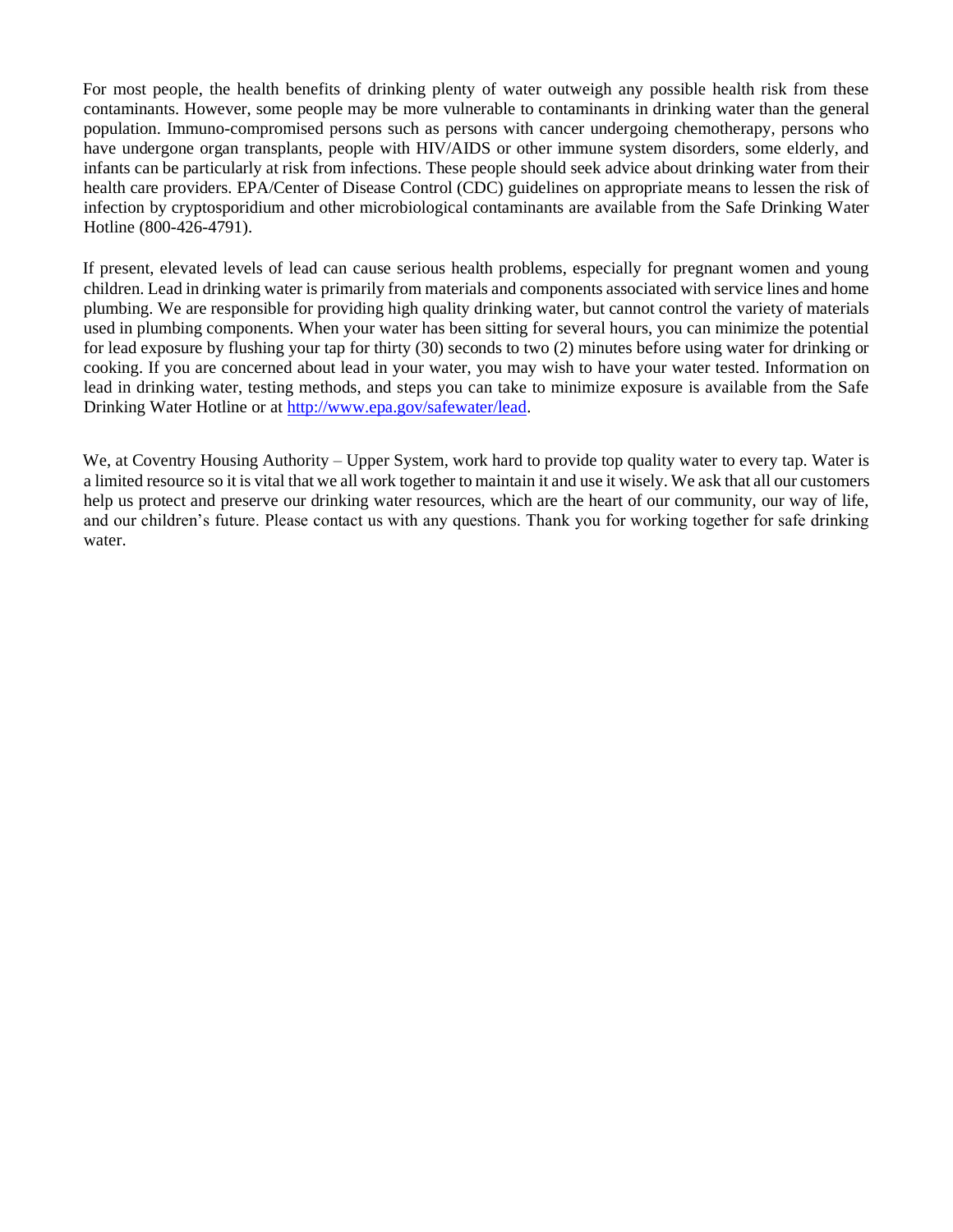For most people, the health benefits of drinking plenty of water outweigh any possible health risk from these contaminants. However, some people may be more vulnerable to contaminants in drinking water than the general population. Immuno-compromised persons such as persons with cancer undergoing chemotherapy, persons who have undergone organ transplants, people with HIV/AIDS or other immune system disorders, some elderly, and infants can be particularly at risk from infections. These people should seek advice about drinking water from their health care providers. EPA/Center of Disease Control (CDC) guidelines on appropriate means to lessen the risk of infection by cryptosporidium and other microbiological contaminants are available from the Safe Drinking Water Hotline (800-426-4791).

If present, elevated levels of lead can cause serious health problems, especially for pregnant women and young children. Lead in drinking water is primarily from materials and components associated with service lines and home plumbing. We are responsible for providing high quality drinking water, but cannot control the variety of materials used in plumbing components. When your water has been sitting for several hours, you can minimize the potential for lead exposure by flushing your tap for thirty (30) seconds to two (2) minutes before using water for drinking or cooking. If you are concerned about lead in your water, you may wish to have your water tested. Information on lead in drinking water, testing methods, and steps you can take to minimize exposure is available from the Safe Drinking Water Hotline or at [http://www.epa.gov/safewater/lead](http://www.epa.gov/safewater/lead).

We, at Coventry Housing Authority – Upper System, work hard to provide top quality water to every tap. Water is a limited resource so it is vital that we all work together to maintain it and use it wisely. We ask that all our customers help us protect and preserve our drinking water resources, which are the heart of our community, our way of life, and our children's future. Please contact us with any questions. Thank you for working together for safe drinking water.